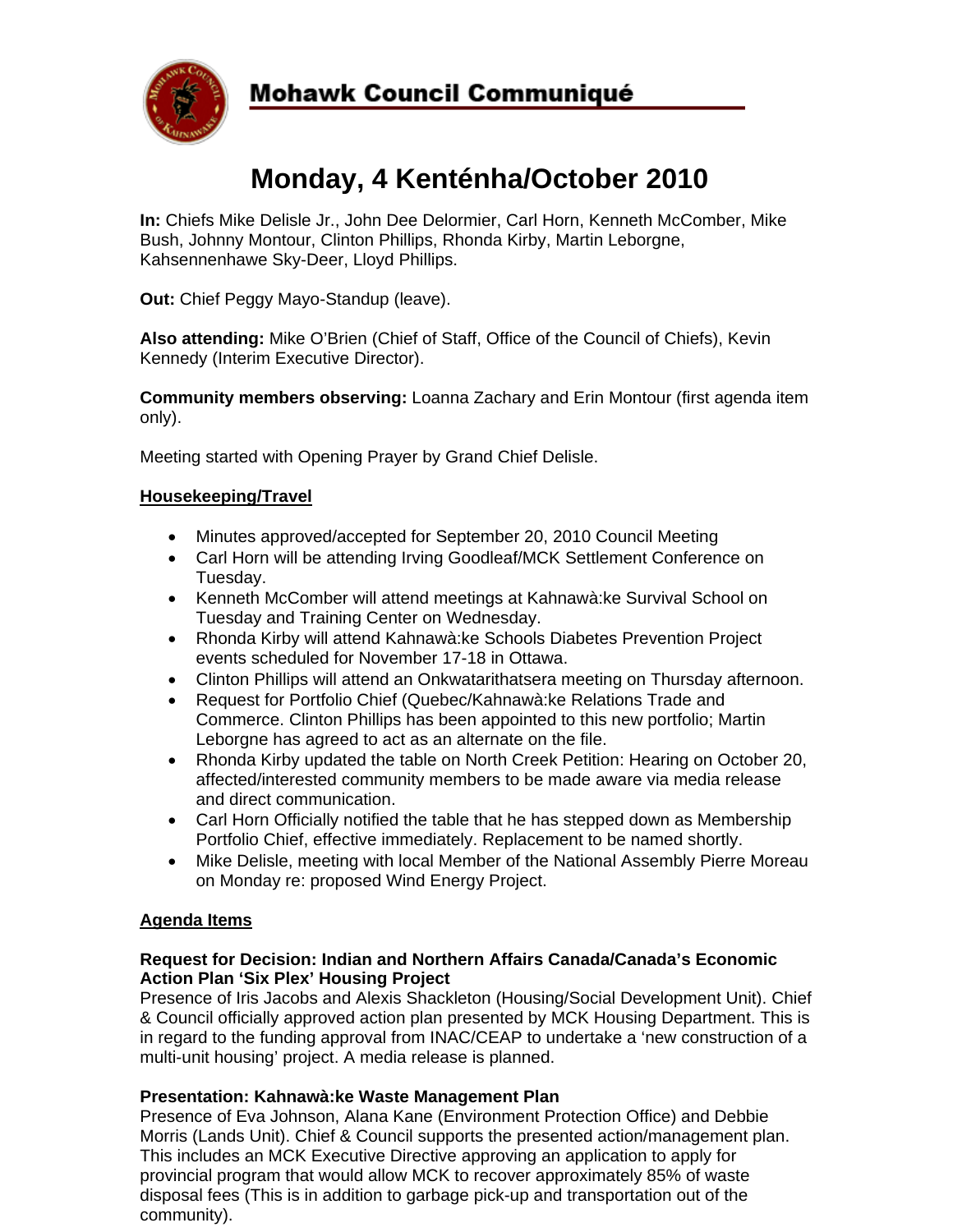# Mohawk Council Communiqué

## Monday, 4 Kenténha/October 2010

**In:** Chiefs Mike Delisle Jr., John Dee Delormier, Carl Horn, Kenneth McComber, Mike Bush, Johnny Montour, Clinton Phillips, Rhonda Kirby, Martin Leborgne, Kahsennenhawe Sky-Deer, Lloyd Phillips.

**Out:** Chief Peggy Mayo-Standup (leave).

**Also attending:** Mike O'Brien (Chief of Staff, Office of the Council of Chiefs), Kevin Kennedy (Interim Executive Director).

**Community members observing:** Loanna Zachary and Erin Montour (first agenda item only).

Meeting started with Opening Prayer by Grand Chief Delisle.

### Housekeeping/Travel

- Minutes approved/accepted for September 20, 2010 Council Meeting
- Carl Horn will be attending Irving Goodleaf/MCK Settlement Conference on Tuesday.
- Kenneth McComber will attend meetings at Kahnawà:ke Survival School on Tuesday and Training Center on Wednesday.
- Rhonda Kirby will attend Kahnawà:ke Schools Diabetes Prevention Project events scheduled for November 17-18 in Ottawa.
- Clinton Phillips will attend an Onkwatarithatsera meeting on Thursday afternoon.
- Request for Portfolio Chief (Quebec/Kahnawà:ke Relations Trade and Commerce. Clinton Phillips has been appointed to this new portfolio; Martin Leborgne has agreed to act as an alternate on the file.
- Rhonda Kirby updated the table on North Creek Petition: Hearing on October 20, affected/interested community members to be made aware via media release and direct communication.
- Carl Horn Officially notified the table that he has stepped down as Membership Portfolio Chief, effective immediately. Replacement to be named shortly.
- Mike Delisle, meeting with local Member of the National Assembly Pierre Moreau on Monday re: proposed Wind Energy Project.

### Agenda Items

**Request for Decision: Indian and Northern Affairs Canada/Canada's Economic Action Plan 'Six Plex' Housing Project**

Presence of Iris Jacobs and Alexis Shackleton (Housing/Social Development Unit). Chief & Council officially approved action plan presented by MCK Housing Department. This is in regard to the funding approval from INAC/CEAP to undertake a 'new construction of a multi-unit housing' project. A media release is planned.

**Presentation: Kahnawà:ke Waste Management Plan**

Presence of Eva Johnson, Alana Kane (Environment Protection Office) and Debbie Morris (Lands Unit). Chief & Council supports the presented action/management plan. This includes an MCK Executive Directive approving an application to apply for provincial program that would allow MCK to recover approximately 85% of waste disposal fees (This is in addition to garbage pick-up and transportation out of the community).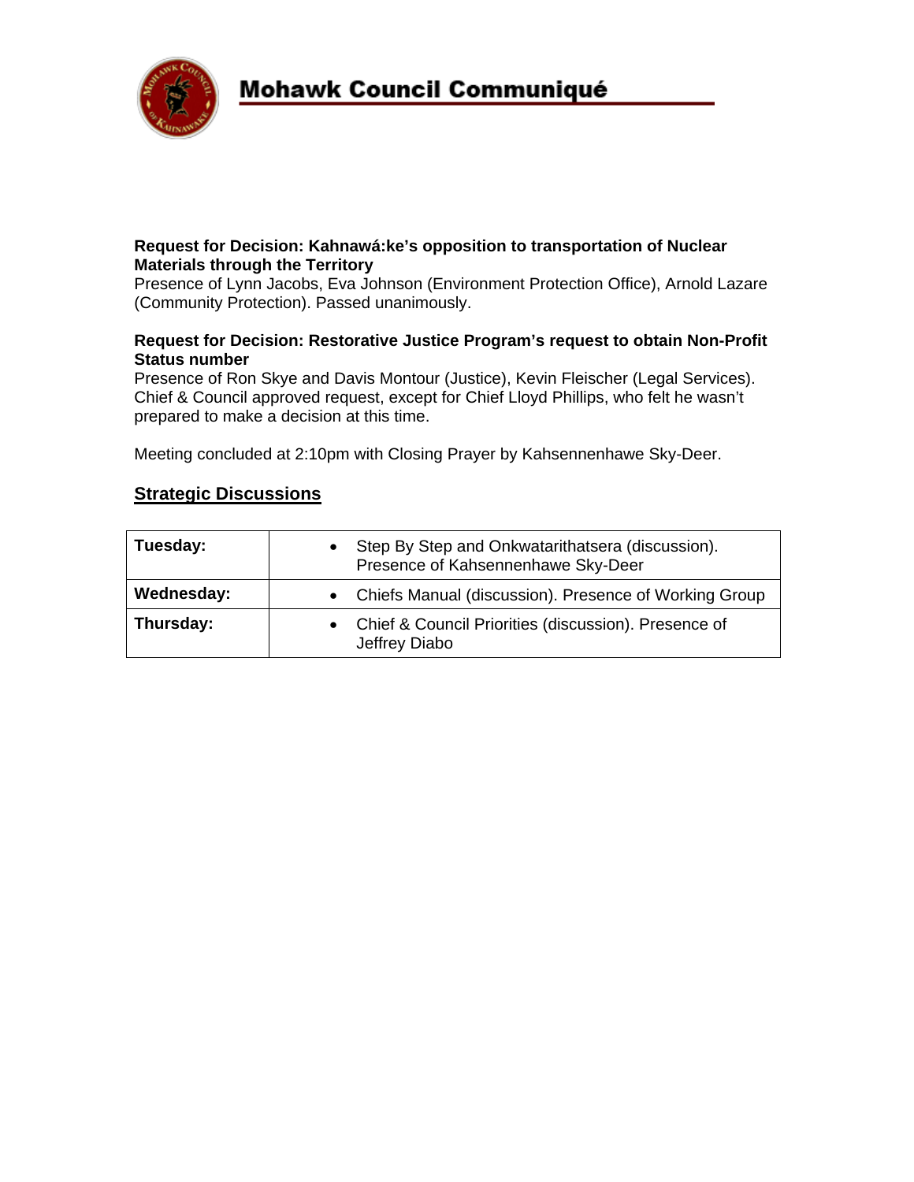# Mohawk Council Communiqué

**Request for Decision: Kahnawá:ke's opposition to transportation of Nuclear Materials through the Territory**
Presence of Lynn Jacobs, Eva Johnson (Environment Protection Office), Arnold Lazare (Community Protection). Passed unanimously.

**Request for Decision: Restorative Justice Program's request to obtain Non-Profit Status number**
Presence of Ron Skye and Davis Montour (Justice), Kevin Fleischer (Legal Services). Chief & Council approved request, except for Chief Lloyd Phillips, who felt he wasn't prepared to make a decision at this time.

Meeting concluded at 2:10pm with Closing Prayer by Kahsennenhawe Sky-Deer.

## Strategic Discussions

| | |
|---|---|
| **Tuesday:** | • Step By Step and Onkwatarithatsera (discussion). Presence of Kahsennenhawe Sky-Deer |
| **Wednesday:** | • Chiefs Manual (discussion). Presence of Working Group |
| **Thursday:** | • Chief & Council Priorities (discussion). Presence of Jeffrey Diabo |